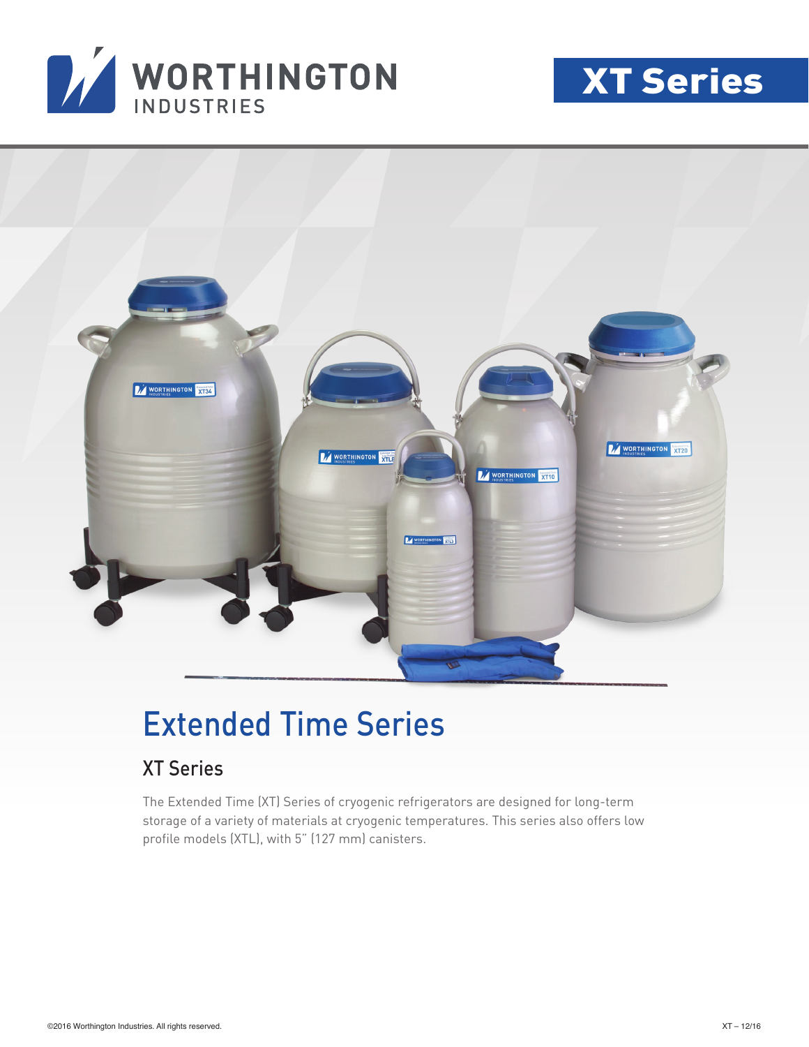WORTHINGTON INDUSTRIES

# XT Series

## Extended Time Series

### XT Series

The Extended Time (XT) Series of cryogenic refrigerators are designed for long-term storage of a variety of materials at cryogenic temperatures. This series also offers low profile models (XTL), with 5" (127 mm) canisters.

©2016 Worthington Industries. All rights reserved.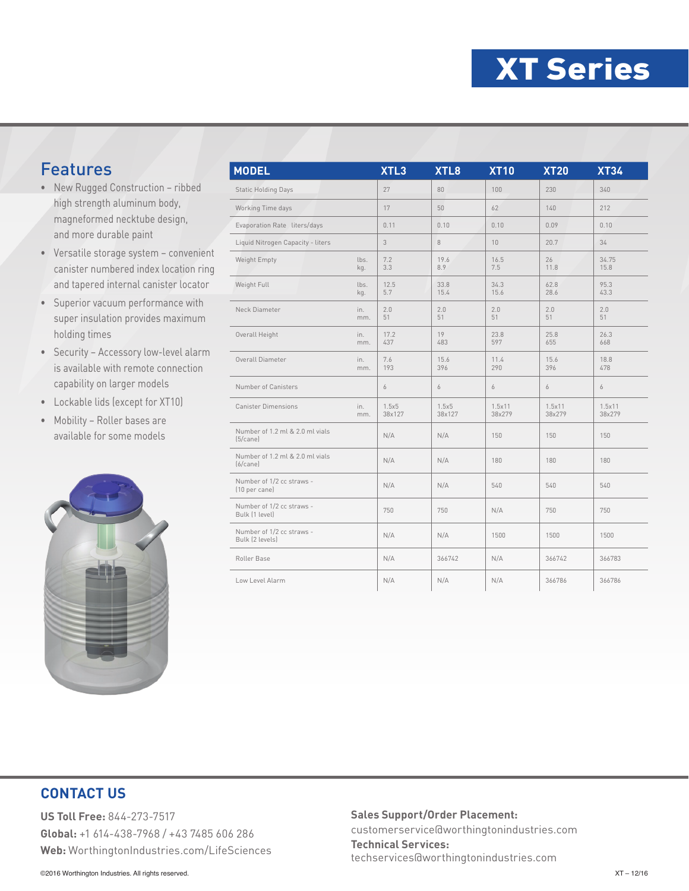# XT Series

## Features

- New Rugged Construction – ribbed high strength aluminum body, magneformed necktube design, and more durable paint
- Versatile storage system – convenient canister numbered index location ring and tapered internal canister locator
- Superior vacuum performance with super insulation provides maximum holding times
- Security – Accessory low-level alarm is available with remote connection capability on larger models
- Lockable lids (except for XT10)
- Mobility – Roller bases are available for some models

| MODEL | | XTL3 | XTL8 | XT10 | XT20 | XT34 |
|---|---|---|---|---|---|---|
| Static Holding Days | | 27 | 80 | 100 | 230 | 340 |
| Working Time days | | 17 | 50 | 62 | 140 | 212 |
| Evaporation Rate liters/days | | 0.11 | 0.10 | 0.10 | 0.09 | 0.10 |
| Liquid Nitrogen Capacity - liters | | 3 | 8 | 10 | 20.7 | 34 |
| Weight Empty | lbs.<br>kg. | 7.2<br>3.3 | 19.6<br>8.9 | 16.5<br>7.5 | 26<br>11.8 | 34.75<br>15.8 |
| Weight Full | lbs.<br>kg. | 12.5<br>5.7 | 33.8<br>15.4 | 34.3<br>15.6 | 62.8<br>28.6 | 95.3<br>43.3 |
| Neck Diameter | in.<br>mm. | 2.0<br>51 | 2.0<br>51 | 2.0<br>51 | 2.0<br>51 | 2.0<br>51 |
| Overall Height | in.<br>mm. | 17.2<br>437 | 19<br>483 | 23.8<br>597 | 25.8<br>655 | 26.3<br>668 |
| Overall Diameter | in.<br>mm. | 7.6<br>193 | 15.6<br>396 | 11.4<br>290 | 15.6<br>396 | 18.8<br>478 |
| Number of Canisters | | 6 | 6 | 6 | 6 | 6 |
| Canister Dimensions | in.<br>mm. | 1.5x5<br>38x127 | 1.5x5<br>38x127 | 1.5x11<br>38x279 | 1.5x11<br>38x279 | 1.5x11<br>38x279 |
| Number of 1.2 ml & 2.0 ml vials (5/cane) | | N/A | N/A | 150 | 150 | 150 |
| Number of 1.2 ml & 2.0 ml vials (6/cane) | | N/A | N/A | 180 | 180 | 180 |
| Number of 1/2 cc straws - (10 per cane) | | N/A | N/A | 540 | 540 | 540 |
| Number of 1/2 cc straws - Bulk (1 level) | | 750 | 750 | N/A | 750 | 750 |
| Number of 1/2 cc straws - Bulk (2 levels) | | N/A | N/A | 1500 | 1500 | 1500 |
| Roller Base | | N/A | 366742 | N/A | 366742 | 366783 |
| Low Level Alarm | | N/A | N/A | N/A | 366786 | 366786 |

## CONTACT US

**US Toll Free:** 844-273-7517
**Global:** +1 614-438-7968 / +43 7485 606 286
**Web:** WorthingtonIndustries.com/LifeSciences

**Sales Support/Order Placement:**
customerservice@worthingtonindustries.com
**Technical Services:**
techservices@worthingtonindustries.com

©2016 Worthington Industries. All rights reserved.

XT – 12/16